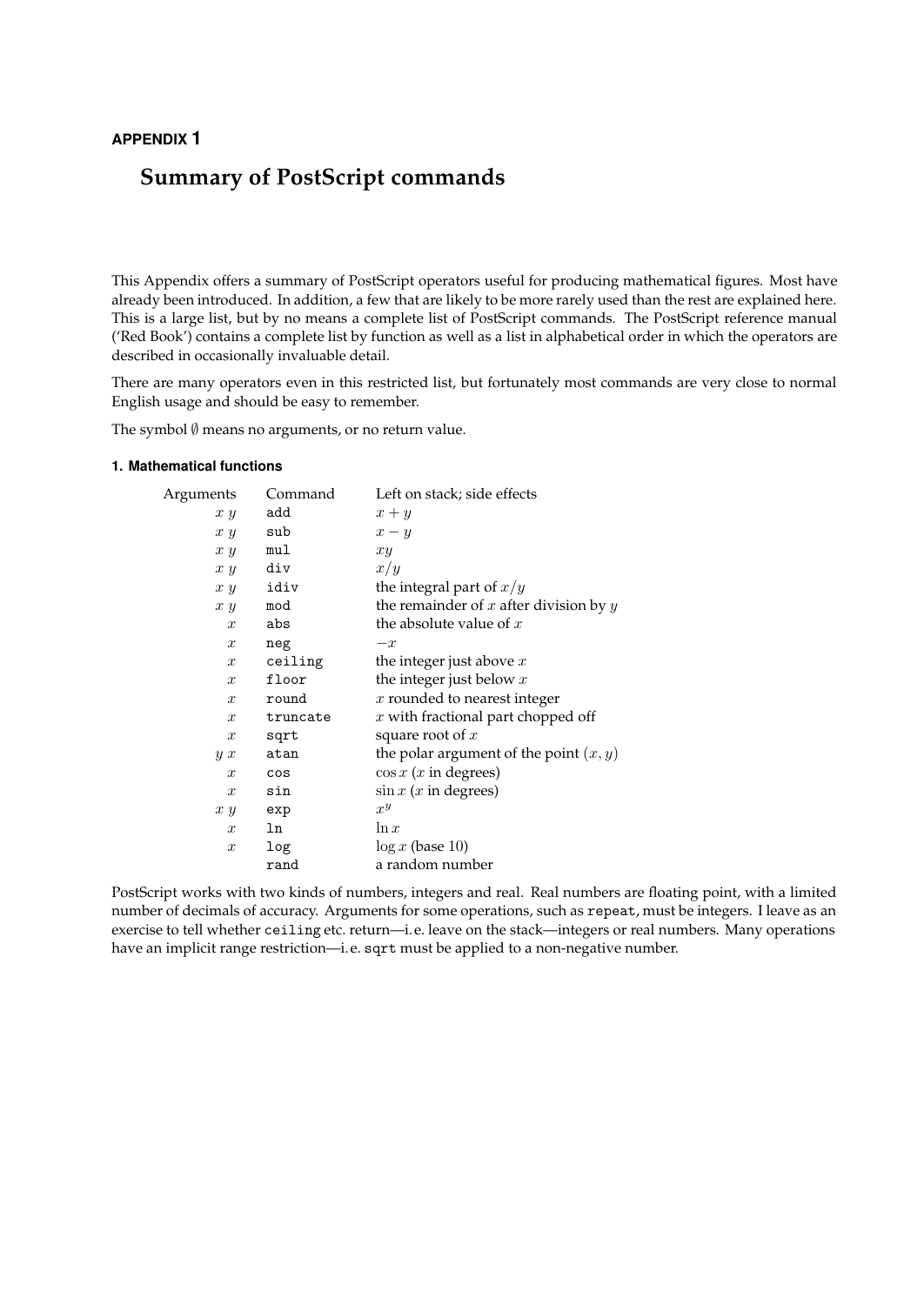**APPENDIX 1**

# Summary of PostScript commands

This Appendix offers a summary of PostScript operators useful for producing mathematical figures. Most have already been introduced. In addition, a few that are likely to be more rarely used than the rest are explained here. This is a large list, but by no means a complete list of PostScript commands. The PostScript reference manual ('Red Book') contains a complete list by function as well as a list in alphabetical order in which the operators are described in occasionally invaluable detail.

There are many operators even in this restricted list, but fortunately most commands are very close to normal English usage and should be easy to remember.

The symbol $\emptyset$ means no arguments, or no return value.

### 1. Mathematical functions

| Arguments | Command | Left on stack; side effects |
|---|---|---|
| $x\ y$ | `add` | $x + y$ |
| $x\ y$ | `sub` | $x - y$ |
| $x\ y$ | `mul` | $xy$ |
| $x\ y$ | `div` | $x/y$ |
| $x\ y$ | `idiv` | the integral part of $x/y$ |
| $x\ y$ | `mod` | the remainder of $x$ after division by $y$ |
| $x$ | `abs` | the absolute value of $x$ |
| $x$ | `neg` | $-x$ |
| $x$ | `ceiling` | the integer just above $x$ |
| $x$ | `floor` | the integer just below $x$ |
| $x$ | `round` | $x$ rounded to nearest integer |
| $x$ | `truncate` | $x$ with fractional part chopped off |
| $x$ | `sqrt` | square root of $x$ |
| $y\ x$ | `atan` | the polar argument of the point $(x, y)$ |
| $x$ | `cos` | $\cos x$ ($x$ in degrees) |
| $x$ | `sin` | $\sin x$ ($x$ in degrees) |
| $x\ y$ | `exp` | $x^y$ |
| $x$ | `ln` | $\ln x$ |
| $x$ | `log` | $\log x$ (base 10) |
| | `rand` | a random number |

PostScript works with two kinds of numbers, integers and real. Real numbers are floating point, with a limited number of decimals of accuracy. Arguments for some operations, such as `repeat`, must be integers. I leave as an exercise to tell whether `ceiling` etc. return—i. e. leave on the stack—integers or real numbers. Many operations have an implicit range restriction—i. e. `sqrt` must be applied to a non-negative number.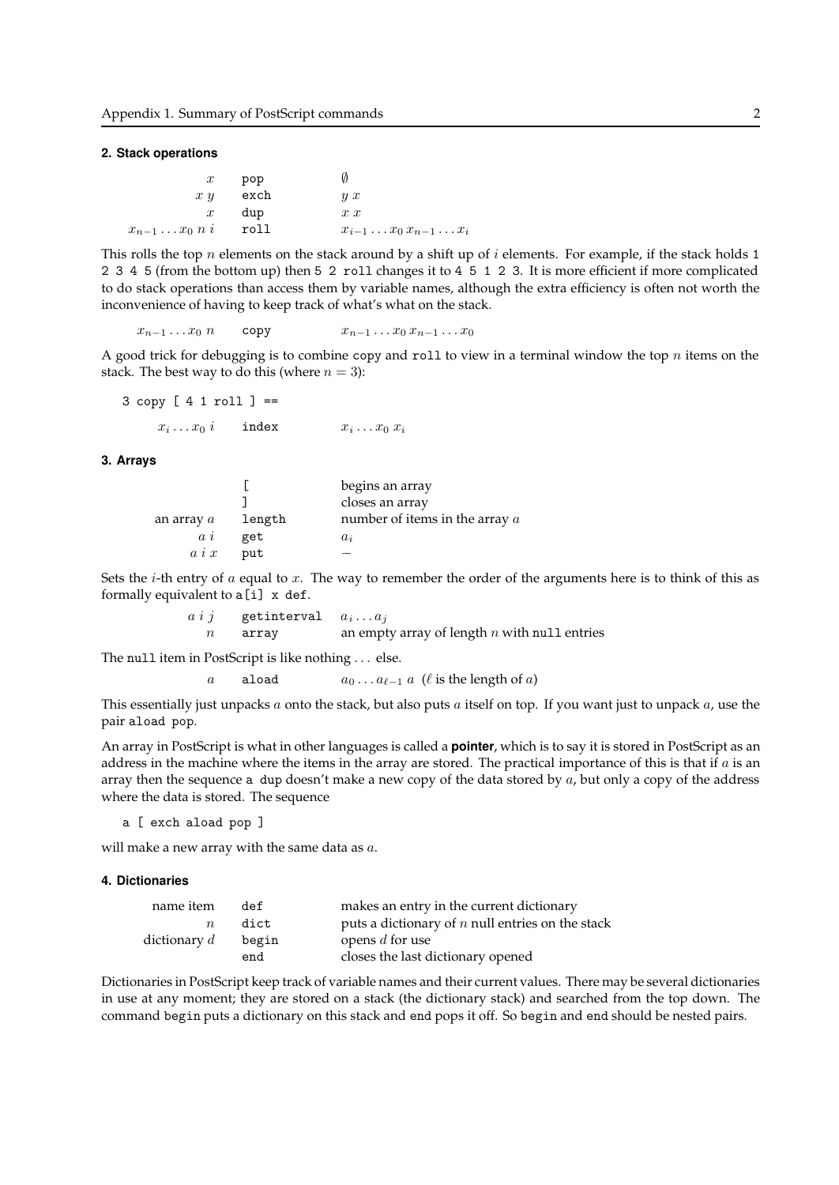#### 2. Stack operations

| | | |
|---|---|---|
| $x$ | `pop` | $\emptyset$ |
| $x\ y$ | `exch` | $y\ x$ |
| $x$ | `dup` | $x\ x$ |
| $x_{n-1} \ldots x_0\ n\ i$ | `roll` | $x_{i-1} \ldots x_0\ x_{n-1} \ldots x_i$ |

This rolls the top $n$ elements on the stack around by a shift up of $i$ elements. For example, if the stack holds `1 2 3 4 5` (from the bottom up) then `5 2 roll` changes it to `4 5 1 2 3`. It is more efficient if more complicated to do stack operations than access them by variable names, although the extra efficiency is often not worth the inconvenience of having to keep track of what's what on the stack.

| | | |
|---|---|---|
| $x_{n-1} \ldots x_0\ n$ | `copy` | $x_{n-1} \ldots x_0\ x_{n-1} \ldots x_0$ |

A good trick for debugging is to combine `copy` and `roll` to view in a terminal window the top $n$ items on the stack. The best way to do this (where $n = 3$):

```
3 copy [ 4 1 roll ] ==
```

| | | |
|---|---|---|
| $x_i \ldots x_0\ i$ | `index` | $x_i \ldots x_0\ x_i$ |

#### 3. Arrays

| | | |
|---|---|---|
| | `[` | begins an array |
| | `]` | closes an array |
| an array $a$ | `length` | number of items in the array $a$ |
| $a\ i$ | `get` | $a_i$ |
| $a\ i\ x$ | `put` | $-$ |

Sets the $i$-th entry of $a$ equal to $x$. The way to remember the order of the arguments here is to think of this as formally equivalent to `a[i] x def`.

| | | |
|---|---|---|
| $a\ i\ j$ | `getinterval` | $a_i \ldots a_j$ |
| $n$ | `array` | an empty array of length $n$ with `null` entries |

The `null` item in PostScript is like nothing . . . else.

| | | |
|---|---|---|
| $a$ | `aload` | $a_0 \ldots a_{\ell-1}\ a$ ($\ell$ is the length of $a$) |

This essentially just unpacks $a$ onto the stack, but also puts $a$ itself on top. If you want just to unpack $a$, use the pair `aload pop`.

An array in PostScript is what in other languages is called a **pointer**, which is to say it is stored in PostScript as an address in the machine where the items in the array are stored. The practical importance of this is that if $a$ is an array then the sequence `a dup` doesn't make a new copy of the data stored by $a$, but only a copy of the address where the data is stored. The sequence

```
a [ exch aload pop ]
```

will make a new array with the same data as $a$.

#### 4. Dictionaries

| | | |
|---|---|---|
| name item | `def` | makes an entry in the current dictionary |
| $n$ | `dict` | puts a dictionary of $n$ null entries on the stack |
| dictionary $d$ | `begin` | opens $d$ for use |
| | `end` | closes the last dictionary opened |

Dictionaries in PostScript keep track of variable names and their current values. There may be several dictionaries in use at any moment; they are stored on a stack (the dictionary stack) and searched from the top down. The command `begin` puts a dictionary on this stack and `end` pops it off. So `begin` and `end` should be nested pairs.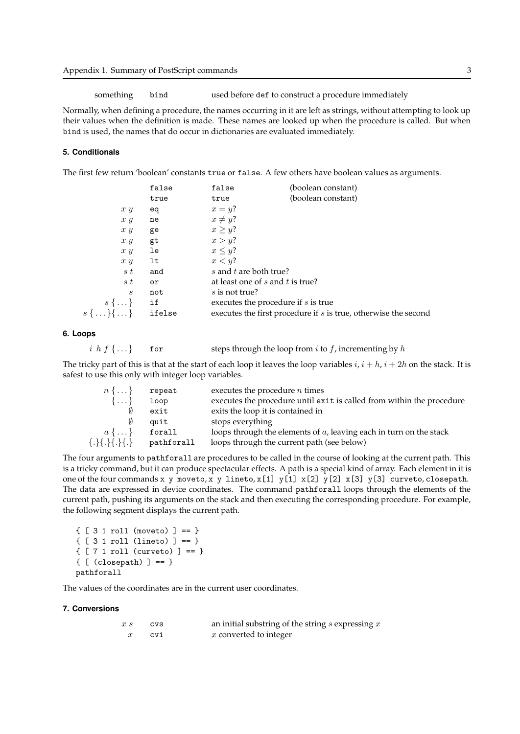| | | |
|---|---|---|
| something | `bind` | used before `def` to construct a procedure immediately |

Normally, when defining a procedure, the names occurring in it are left as strings, without attempting to look up their values when the definition is made. These names are looked up when the procedure is called. But when `bind` is used, the names that do occur in dictionaries are evaluated immediately.

### 5. Conditionals

The first few return 'boolean' constants `true` or `false`. A few others have boolean values as arguments.

| | | | |
|---|---|---|---|
| | `false` | `false` | (boolean constant) |
| | `true` | `true` | (boolean constant) |
| $x\ y$ | `eq` | $x = y$? | |
| $x\ y$ | `ne` | $x \neq y$? | |
| $x\ y$ | `ge` | $x \geq y$? | |
| $x\ y$ | `gt` | $x > y$? | |
| $x\ y$ | `le` | $x \leq y$? | |
| $x\ y$ | `lt` | $x < y$? | |
| $s\ t$ | `and` | $s$ and $t$ are both true? | |
| $s\ t$ | `or` | at least one of $s$ and $t$ is true? | |
| $s$ | `not` | $s$ is not true? | |
| $s\ \{\dots\}$ | `if` | executes the procedure if $s$ is true | |
| $s\ \{\dots\}\{\dots\}$ | `ifelse` | executes the first procedure if $s$ is true, otherwise the second | |

### 6. Loops

| | | |
|---|---|---|
| $i\ h\ f\ \{\dots\}$ | `for` | steps through the loop from $i$ to $f$, incrementing by $h$ |

The tricky part of this is that at the start of each loop it leaves the loop variables $i$, $i + h$, $i + 2h$ on the stack. It is safest to use this only with integer loop variables.

| | | |
|---|---|---|
| $n\ \{\dots\}$ | `repeat` | executes the procedure $n$ times |
| $\{\dots\}$ | `loop` | executes the procedure until `exit` is called from within the procedure |
| $\emptyset$ | `exit` | exits the loop it is contained in |
| $\emptyset$ | `quit` | stops everything |
| $a\ \{\dots\}$ | `forall` | loops through the elements of $a$, leaving each in turn on the stack |
| $\{.\}\{.\}\{.\}\{.\}$ | `pathforall` | loops through the current path (see below) |

The four arguments to `pathforall` are procedures to be called in the course of looking at the current path. This is a tricky command, but it can produce spectacular effects. A path is a special kind of array. Each element in it is one of the four commands `x y moveto`, `x y lineto`, `x[1] y[1] x[2] y[2] x[3] y[3] curveto`, `closepath`. The data are expressed in device coordinates. The command `pathforall` loops through the elements of the current path, pushing its arguments on the stack and then executing the corresponding procedure. For example, the following segment displays the current path.

```
{ [ 3 1 roll (moveto) ] == }
{ [ 3 1 roll (lineto) ] == }
{ [ 7 1 roll (curveto) ] == }
{ [ (closepath) ] == }
pathforall
```

The values of the coordinates are in the current user coordinates.

### 7. Conversions

| | | |
|---|---|---|
| $x\ s$ | `cvs` | an initial substring of the string $s$ expressing $x$ |
| $x$ | `cvi` | $x$ converted to integer |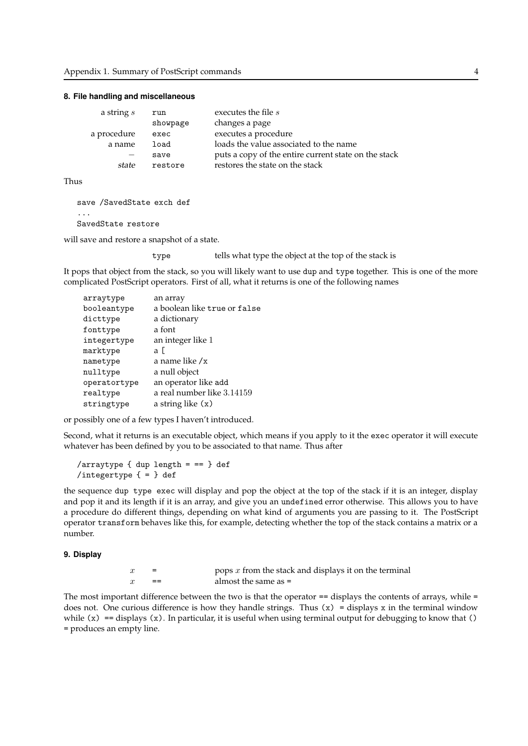### 8. File handling and miscellaneous

| | | |
|---|---|---|
| a string $s$ | `run` | executes the file $s$ |
| | `showpage` | changes a page |
| a procedure | `exec` | executes a procedure |
| a name | `load` | loads the value associated to the name |
| – | `save` | puts a copy of the entire current state on the stack |
| *state* | `restore` | restores the state on the stack |

Thus

```
save /SavedState exch def
...
SavedState restore
```

will save and restore a snapshot of a state.

| | |
|---|---|
| `type` | tells what type the object at the top of the stack is |

It pops that object from the stack, so you will likely want to use `dup` and `type` together. This is one of the more complicated PostScript operators. First of all, what it returns is one of the following names

| | |
|---|---|
| `arraytype` | an array |
| `booleantype` | a boolean like `true` or `false` |
| `dicttype` | a dictionary |
| `fonttype` | a font |
| `integertype` | an integer like 1 |
| `marktype` | a `[` |
| `nametype` | a name like `/x` |
| `nulltype` | a null object |
| `operatortype` | an operator like `add` |
| `realtype` | a real number like 3.14159 |
| `stringtype` | a string like `(x)` |

or possibly one of a few types I haven't introduced.

Second, what it returns is an executable object, which means if you apply to it the `exec` operator it will execute whatever has been defined by you to be associated to that name. Thus after

```
/arraytype { dup length = == } def
/integertype { = } def
```

the sequence `dup type exec` will display and pop the object at the top of the stack if it is an integer, display and pop it and its length if it is an array, and give you an `undefined` error otherwise. This allows you to have a procedure do different things, depending on what kind of arguments you are passing to it. The PostScript operator `transform` behaves like this, for example, detecting whether the top of the stack contains a matrix or a number.

### 9. Display

| | | |
|---|---|---|
| $x$ | `=` | pops $x$ from the stack and displays it on the terminal |
| $x$ | `==` | almost the same as `=` |

The most important difference between the two is that the operator `==` displays the contents of arrays, while `=` does not. One curious difference is how they handle strings. Thus `(x) =` displays `x` in the terminal window while `(x) ==` displays `(x)`. In particular, it is useful when using terminal output for debugging to know that `() =` produces an empty line.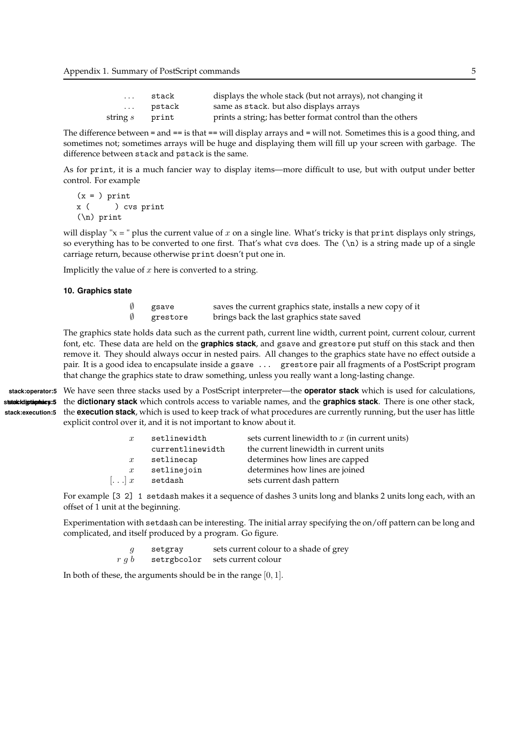| | | |
|---|---|---|
| ... | `stack` | displays the whole stack (but not arrays), not changing it |
| ... | `pstack` | same as `stack`. but also displays arrays |
| string $s$ | `print` | prints a string; has better format control than the others |

The difference between = and == is that == will display arrays and = will not. Sometimes this is a good thing, and sometimes not; sometimes arrays will be huge and displaying them will fill up your screen with garbage. The difference between `stack` and `pstack` is the same.

As for `print`, it is a much fancier way to display items—more difficult to use, but with output under better control. For example

```
(x = ) print
x (      ) cvs print
(\n) print
```

will display "x = " plus the current value of $x$ on a single line. What's tricky is that `print` displays only strings, so everything has to be converted to one first. That's what `cvs` does. The `(\n)` is a string made up of a single carriage return, because otherwise `print` doesn't put one in.

Implicitly the value of $x$ here is converted to a string.

### 10. Graphics state

| | | |
|---|---|---|
| $\emptyset$ | `gsave` | saves the current graphics state, installs a new copy of it |
| $\emptyset$ | `grestore` | brings back the last graphics state saved |

The graphics state holds data such as the current path, current line width, current point, current colour, current font, etc. These data are held on the **graphics stack**, and `gsave` and `grestore` put stuff on this stack and then remove it. They should always occur in nested pairs. All changes to the graphics state have no effect outside a pair. It is a good idea to encapsulate inside a `gsave ... grestore` pair all fragments of a PostScript program that change the graphics state to draw something, unless you really want a long-lasting change.

We have seen three stacks used by a PostScript interpreter—the **operator stack** which is used for calculations, the **dictionary stack** which controls access to variable names, and the **graphics stack**. There is one other stack, the **execution stack**, which is used to keep track of what procedures are currently running, but the user has little explicit control over it, and it is not important to know about it.

| | | |
|---|---|---|
| $x$ | `setlinewidth` | sets current linewidth to $x$ (in current units) |
| | `currentlinewidth` | the current linewidth in current units |
| $x$ | `setlinecap` | determines how lines are capped |
| $x$ | `setlinejoin` | determines how lines are joined |
| $[\ldots]\ x$ | `setdash` | sets current dash pattern |

For example `[3 2] 1 setdash` makes it a sequence of dashes 3 units long and blanks 2 units long each, with an offset of 1 unit at the beginning.

Experimentation with `setdash` can be interesting. The initial array specifying the on/off pattern can be long and complicated, and itself produced by a program. Go figure.

| | | |
|---|---|---|
| $g$ | `setgray` | sets current colour to a shade of grey |
| $r\ g\ b$ | `setrgbcolor` | sets current colour |

In both of these, the arguments should be in the range $[0, 1]$.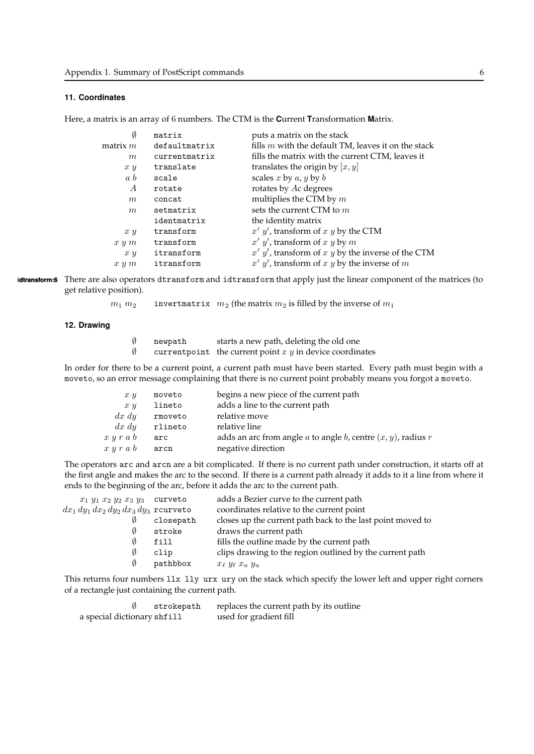### 11. Coordinates

Here, a matrix is an array of 6 numbers. The CTM is the **C**urrent **T**ransformation **M**atrix.

| | | |
|---|---|---|
| $\emptyset$ | `matrix` | puts a matrix on the stack |
| matrix $m$ | `defaultmatrix` | fills $m$ with the default TM, leaves it on the stack |
| $m$ | `currentmatrix` | fills the matrix with the current CTM, leaves it |
| $x\ y$ | `translate` | translates the origin by $[x, y]$ |
| $a\ b$ | `scale` | scales $x$ by $a$, $y$ by $b$ |
| $A$ | `rotate` | rotates by $A$c degrees |
| $m$ | `concat` | multiplies the CTM by $m$ |
| $m$ | `setmatrix` | sets the current CTM to $m$ |
| | `identmatrix` | the identity matrix |
| $x\ y$ | `transform` | $x'\ y'$, transform of $x\ y$ by the CTM |
| $x\ y\ m$ | `transform` | $x'\ y'$, transform of $x\ y$ by $m$ |
| $x\ y$ | `itransform` | $x'\ y'$, transform of $x\ y$ by the inverse of the CTM |
| $x\ y\ m$ | `itransform` | $x'\ y'$, transform of $x\ y$ by the inverse of $m$ |

**idtransform:6** There are also operators `dtransform` and `idtransform` that apply just the linear component of the matrices (to get relative position).

| | | |
|---|---|---|
| $m_1\ m_2$ | `invertmatrix` | $m_2$ (the matrix $m_2$ is filled by the inverse of $m_1$ |

### 12. Drawing

| | | |
|---|---|---|
| $\emptyset$ | `newpath` | starts a new path, deleting the old one |
| $\emptyset$ | `currentpoint` | the current point $x\ y$ in device coordinates |

In order for there to be a current point, a current path must have been started. Every path must begin with a `moveto`, so an error message complaining that there is no current point probably means you forgot a `moveto`.

| | | |
|---|---|---|
| $x\ y$ | `moveto` | begins a new piece of the current path |
| $x\ y$ | `lineto` | adds a line to the current path |
| $dx\ dy$ | `rmoveto` | relative move |
| $dx\ dy$ | `rlineto` | relative line |
| $x\ y\ r\ a\ b$ | `arc` | adds an arc from angle $a$ to angle $b$, centre $(x, y)$, radius $r$ |
| $x\ y\ r\ a\ b$ | `arcn` | negative direction |

The operators `arc` and `arcn` are a bit complicated. If there is no current path under construction, it starts off at the first angle and makes the arc to the second. If there is a current path already it adds to it a line from where it ends to the beginning of the arc, before it adds the arc to the current path.

| | | |
|---|---|---|
| $x_1\ y_1\ x_2\ y_2\ x_3\ y_3$ | `curveto` | adds a Bezier curve to the current path |
| $dx_1\ dy_1\ dx_2\ dy_2\ dx_3\ dy_3$ | `rcurveto` | coordinates relative to the current point |
| $\emptyset$ | `closepath` | closes up the current path back to the last point moved to |
| $\emptyset$ | `stroke` | draws the current path |
| $\emptyset$ | `fill` | fills the outline made by the current path |
| $\emptyset$ | `clip` | clips drawing to the region outlined by the current path |
| $\emptyset$ | `pathbbox` | $x_\ell\ y_\ell\ x_u\ y_u$ |

This returns four numbers `llx lly urx ury` on the stack which specify the lower left and upper right corners of a rectangle just containing the current path.

| | | |
|---|---|---|
| $\emptyset$ | `strokepath` | replaces the current path by its outline |
| a special dictionary | `shfill` | used for gradient fill |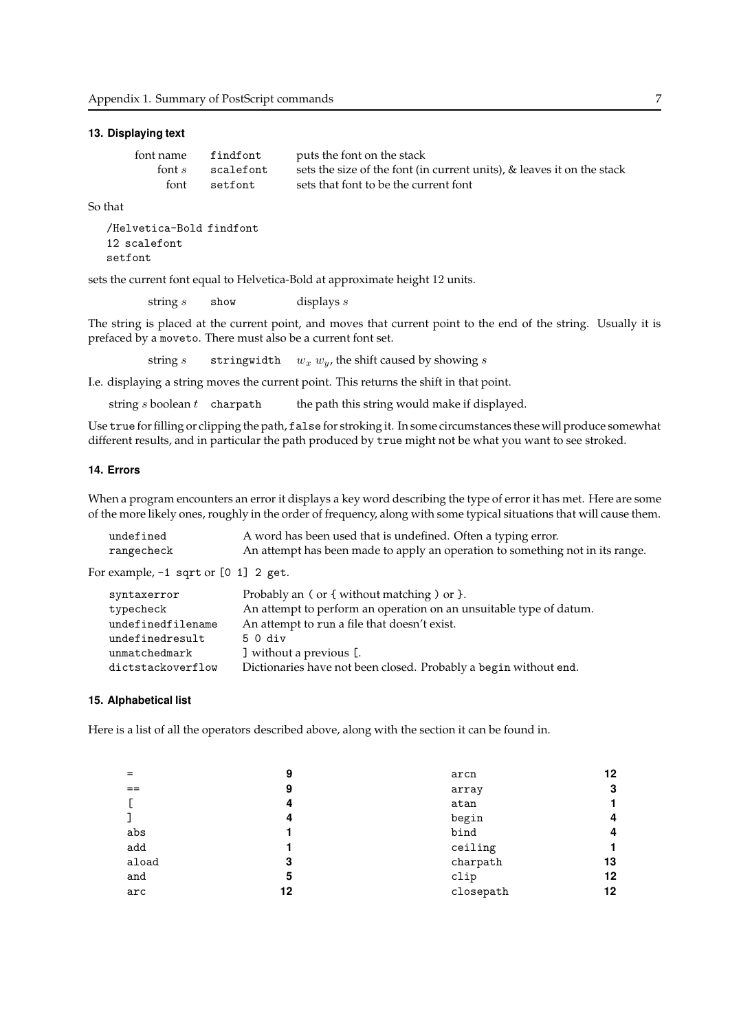### 13. Displaying text

| | | |
|---|---|---|
| font name | `findfont` | puts the font on the stack |
| font $s$ | `scalefont` | sets the size of the font (in current units), & leaves it on the stack |
| font | `setfont` | sets that font to be the current font |

So that

```
/Helvetica-Bold findfont
12 scalefont
setfont
```

sets the current font equal to Helvetica-Bold at approximate height 12 units.

| | | |
|---|---|---|
| string $s$ | `show` | displays $s$ |

The string is placed at the current point, and moves that current point to the end of the string. Usually it is prefaced by a `moveto`. There must also be a current font set.

| | | |
|---|---|---|
| string $s$ | `stringwidth` | $w_x$ $w_y$, the shift caused by showing $s$ |

I.e. displaying a string moves the current point. This returns the shift in that point.

| | | |
|---|---|---|
| string $s$ boolean $t$ | `charpath` | the path this string would make if displayed. |

Use `true` for filling or clipping the path, `false` for stroking it. In some circumstances these will produce somewhat different results, and in particular the path produced by `true` might not be what you want to see stroked.

### 14. Errors

When a program encounters an error it displays a key word describing the type of error it has met. Here are some of the more likely ones, roughly in the order of frequency, along with some typical situations that will cause them.

| | |
|---|---|
| `undefined` | A word has been used that is undefined. Often a typing error. |
| `rangecheck` | An attempt has been made to apply an operation to something not in its range. |

For example, `-1 sqrt` or `[0 1] 2 get`.

| | |
|---|---|
| `syntaxerror` | Probably an ( or { without matching ) or }. |
| `typecheck` | An attempt to perform an operation on an unsuitable type of datum. |
| `undefinedfilename` | An attempt to `run` a file that doesn't exist. |
| `undefinedresult` | `5 0 div` |
| `unmatchedmark` | ] without a previous [. |
| `dictstackoverflow` | Dictionaries have not been closed. Probably a `begin` without `end`. |

### 15. Alphabetical list

Here is a list of all the operators described above, along with the section it can be found in.

| | | | |
|---|---|---|---|
| `=` | **9** | `arcn` | **12** |
| `==` | **9** | `array` | **3** |
| `[` | **4** | `atan` | **1** |
| `]` | **4** | `begin` | **4** |
| `abs` | **1** | `bind` | **4** |
| `add` | **1** | `ceiling` | **1** |
| `aload` | **3** | `charpath` | **13** |
| `and` | **5** | `clip` | **12** |
| `arc` | **12** | `closepath` | **12** |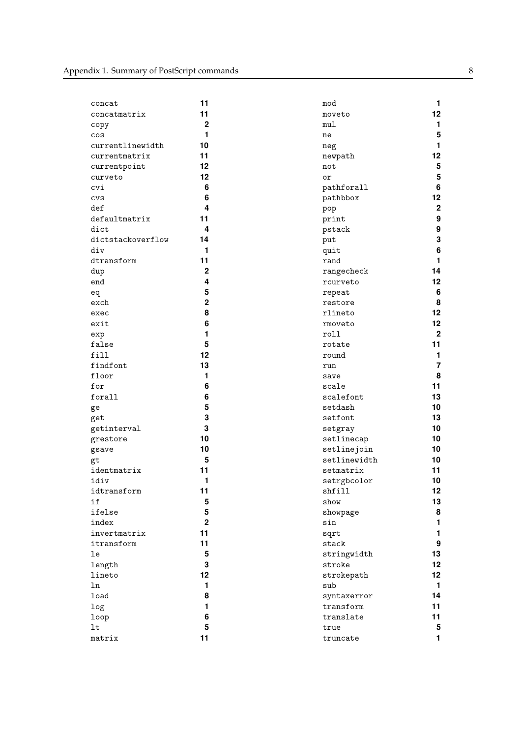| | | | |
|---|---|---|---|
| concat | 11 | mod | 1 |
| concatmatrix | 11 | moveto | 12 |
| copy | 2 | mul | 1 |
| cos | 1 | ne | 5 |
| currentlinewidth | 10 | neg | 1 |
| currentmatrix | 11 | newpath | 12 |
| currentpoint | 12 | not | 5 |
| curveto | 12 | or | 5 |
| cvi | 6 | pathforall | 6 |
| cvs | 6 | pathbbox | 12 |
| def | 4 | pop | 2 |
| defaultmatrix | 11 | print | 9 |
| dict | 4 | pstack | 9 |
| dictstackoverflow | 14 | put | 3 |
| div | 1 | quit | 6 |
| dtransform | 11 | rand | 1 |
| dup | 2 | rangecheck | 14 |
| end | 4 | rcurveto | 12 |
| eq | 5 | repeat | 6 |
| exch | 2 | restore | 8 |
| exec | 8 | rlineto | 12 |
| exit | 6 | rmoveto | 12 |
| exp | 1 | roll | 2 |
| false | 5 | rotate | 11 |
| fill | 12 | round | 1 |
| findfont | 13 | run | 7 |
| floor | 1 | save | 8 |
| for | 6 | scale | 11 |
| forall | 6 | scalefont | 13 |
| ge | 5 | setdash | 10 |
| get | 3 | setfont | 13 |
| getinterval | 3 | setgray | 10 |
| grestore | 10 | setlinecap | 10 |
| gsave | 10 | setlinejoin | 10 |
| gt | 5 | setlinewidth | 10 |
| identmatrix | 11 | setmatrix | 11 |
| idiv | 1 | setrgbcolor | 10 |
| idtransform | 11 | shfill | 12 |
| if | 5 | show | 13 |
| ifelse | 5 | showpage | 8 |
| index | 2 | sin | 1 |
| invertmatrix | 11 | sqrt | 1 |
| itransform | 11 | stack | 9 |
| le | 5 | stringwidth | 13 |
| length | 3 | stroke | 12 |
| lineto | 12 | strokepath | 12 |
| ln | 1 | sub | 1 |
| load | 8 | syntaxerror | 14 |
| log | 1 | transform | 11 |
| loop | 6 | translate | 11 |
| lt | 5 | true | 5 |
| matrix | 11 | truncate | 1 |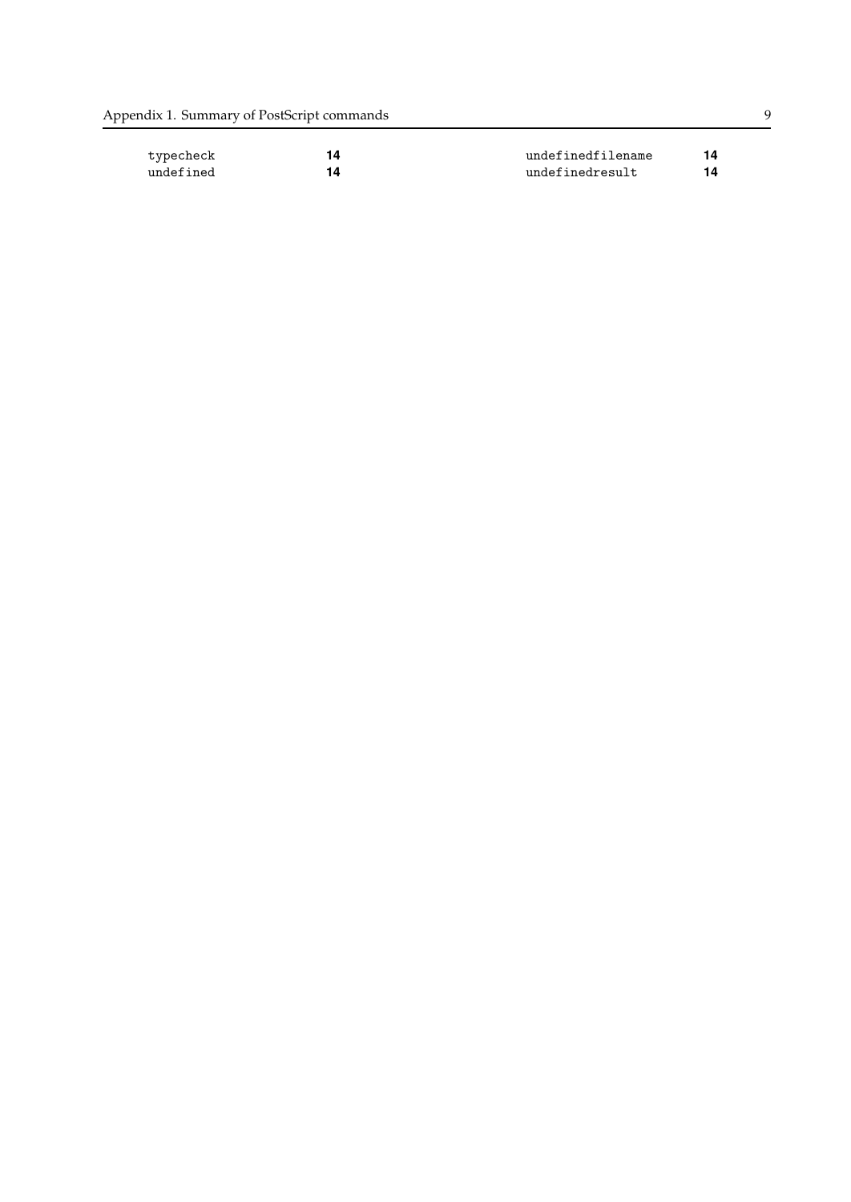| | | | |
|---|---|---|---|
| typecheck | **14** | undefinedfilename | **14** |
| undefined | **14** | undefinedresult | **14** |